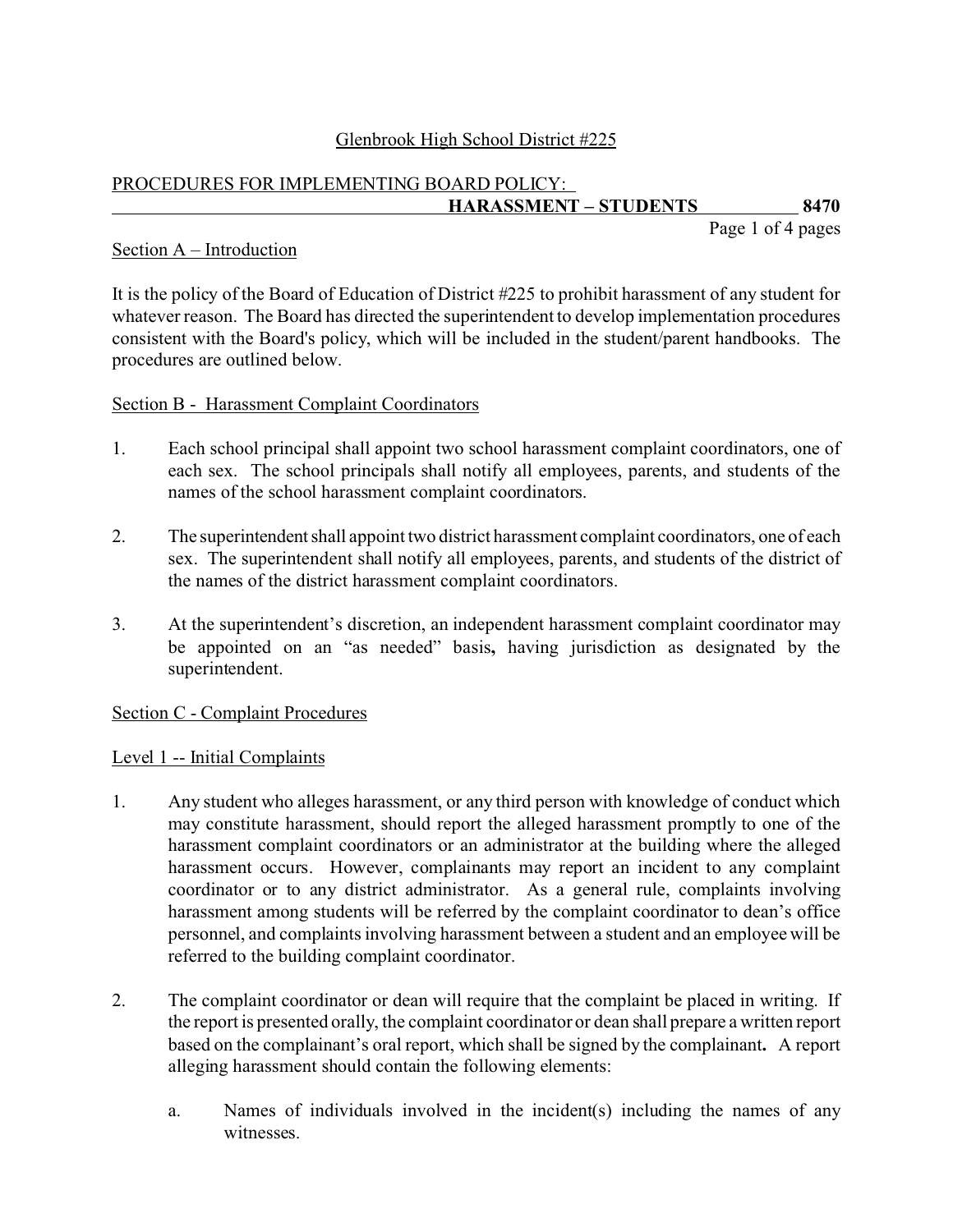Glenbrook High School District #225

PROCEDURES FOR IMPLEMENTING BOARD POLICY:

**HARASSMENT – STUDENTS 8470**

## Section A – Introduction

It is the policy of the Board of Education of District #225 to prohibit harassment of any student for whatever reason. The Board has directed the superintendent to develop implementation procedures consistent with the Board's policy, which will be included in the student/parent handbooks. The procedures are outlined below.

## Section B - Harassment Complaint Coordinators

1. Each school principal shall appoint two school harassment complaint coordinators, one of each sex. The school principals shall notify all employees, parents, and students of the names of the school harassment complaint coordinators.

2. The superintendent shall appoint two district harassment complaint coordinators, one of each sex. The superintendent shall notify all employees, parents, and students of the district of the names of the district harassment complaint coordinators.

3. At the superintendent's discretion, an independent harassment complaint coordinator may be appointed on an "as needed" basis**,** having jurisdiction as designated by the superintendent.

## Section C - Complaint Procedures

### Level 1 -- Initial Complaints

1. Any student who alleges harassment, or any third person with knowledge of conduct which may constitute harassment, should report the alleged harassment promptly to one of the harassment complaint coordinators or an administrator at the building where the alleged harassment occurs. However, complainants may report an incident to any complaint coordinator or to any district administrator. As a general rule, complaints involving harassment among students will be referred by the complaint coordinator to dean's office personnel, and complaints involving harassment between a student and an employee will be referred to the building complaint coordinator.

2. The complaint coordinator or dean will require that the complaint be placed in writing. If the report is presented orally, the complaint coordinator or dean shall prepare a written report based on the complainant's oral report, which shall be signed by the complainant**.** A report alleging harassment should contain the following elements:

   a. Names of individuals involved in the incident(s) including the names of any witnesses.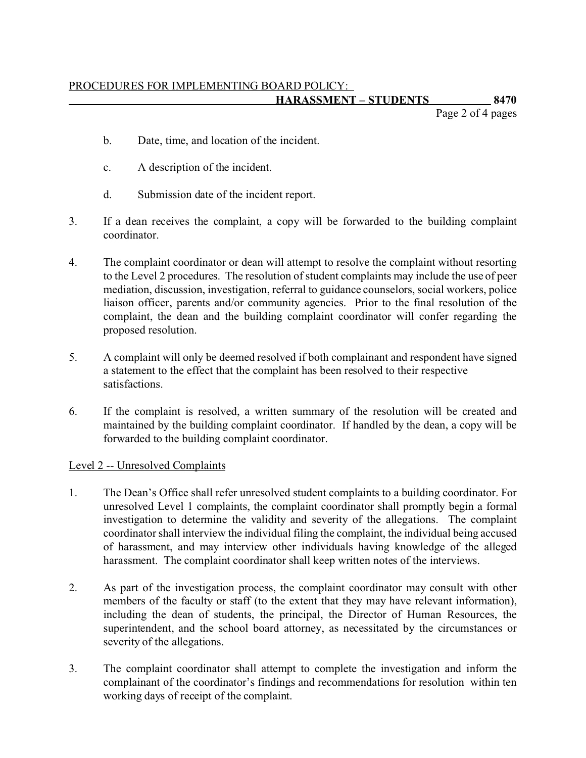b. Date, time, and location of the incident.

c. A description of the incident.

d. Submission date of the incident report.

3. If a dean receives the complaint, a copy will be forwarded to the building complaint coordinator.

4. The complaint coordinator or dean will attempt to resolve the complaint without resorting to the Level 2 procedures. The resolution of student complaints may include the use of peer mediation, discussion, investigation, referral to guidance counselors, social workers, police liaison officer, parents and/or community agencies. Prior to the final resolution of the complaint, the dean and the building complaint coordinator will confer regarding the proposed resolution.

5. A complaint will only be deemed resolved if both complainant and respondent have signed a statement to the effect that the complaint has been resolved to their respective satisfactions.

6. If the complaint is resolved, a written summary of the resolution will be created and maintained by the building complaint coordinator. If handled by the dean, a copy will be forwarded to the building complaint coordinator.

Level 2 -- Unresolved Complaints

1. The Dean's Office shall refer unresolved student complaints to a building coordinator. For unresolved Level 1 complaints, the complaint coordinator shall promptly begin a formal investigation to determine the validity and severity of the allegations. The complaint coordinator shall interview the individual filing the complaint, the individual being accused of harassment, and may interview other individuals having knowledge of the alleged harassment. The complaint coordinator shall keep written notes of the interviews.

2. As part of the investigation process, the complaint coordinator may consult with other members of the faculty or staff (to the extent that they may have relevant information), including the dean of students, the principal, the Director of Human Resources, the superintendent, and the school board attorney, as necessitated by the circumstances or severity of the allegations.

3. The complaint coordinator shall attempt to complete the investigation and inform the complainant of the coordinator's findings and recommendations for resolution within ten working days of receipt of the complaint.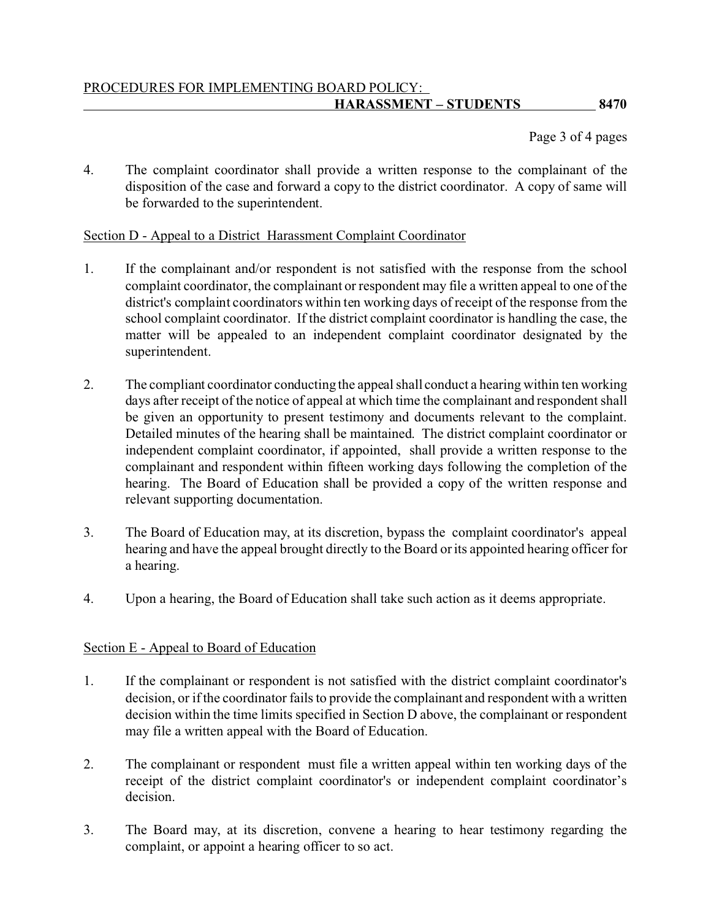4. The complaint coordinator shall provide a written response to the complainant of the disposition of the case and forward a copy to the district coordinator. A copy of same will be forwarded to the superintendent.

Section D - Appeal to a District Harassment Complaint Coordinator

1. If the complainant and/or respondent is not satisfied with the response from the school complaint coordinator, the complainant or respondent may file a written appeal to one of the district's complaint coordinators within ten working days of receipt of the response from the school complaint coordinator. If the district complaint coordinator is handling the case, the matter will be appealed to an independent complaint coordinator designated by the superintendent.

2. The compliant coordinator conducting the appeal shall conduct a hearing within ten working days after receipt of the notice of appeal at which time the complainant and respondent shall be given an opportunity to present testimony and documents relevant to the complaint. Detailed minutes of the hearing shall be maintained. The district complaint coordinator or independent complaint coordinator, if appointed, shall provide a written response to the complainant and respondent within fifteen working days following the completion of the hearing. The Board of Education shall be provided a copy of the written response and relevant supporting documentation.

3. The Board of Education may, at its discretion, bypass the complaint coordinator's appeal hearing and have the appeal brought directly to the Board or its appointed hearing officer for a hearing.

4. Upon a hearing, the Board of Education shall take such action as it deems appropriate.

Section E - Appeal to Board of Education

1. If the complainant or respondent is not satisfied with the district complaint coordinator's decision, or if the coordinator fails to provide the complainant and respondent with a written decision within the time limits specified in Section D above, the complainant or respondent may file a written appeal with the Board of Education.

2. The complainant or respondent must file a written appeal within ten working days of the receipt of the district complaint coordinator's or independent complaint coordinator's decision.

3. The Board may, at its discretion, convene a hearing to hear testimony regarding the complaint, or appoint a hearing officer to so act.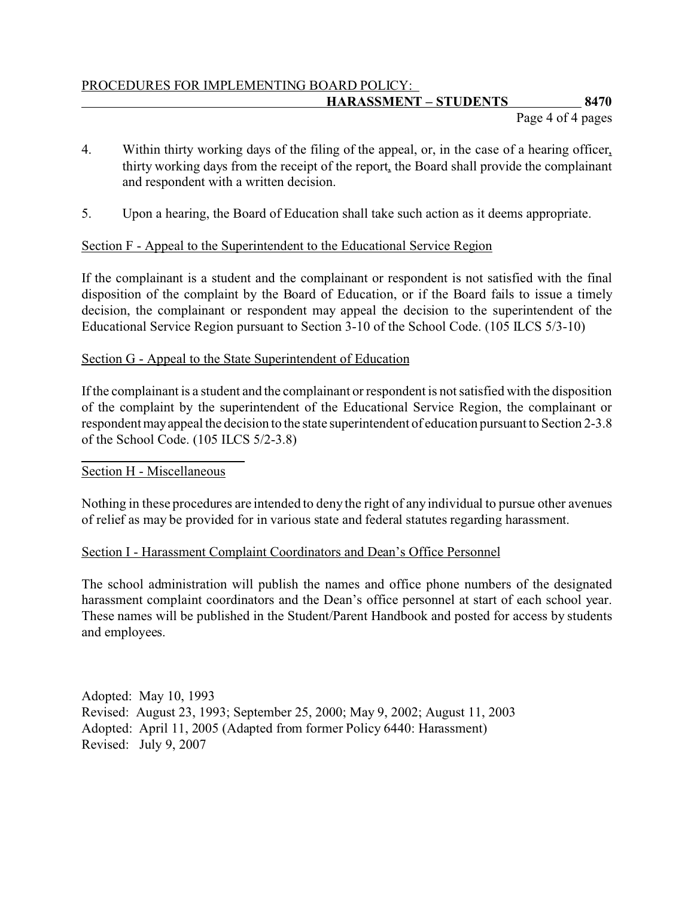4. Within thirty working days of the filing of the appeal, or, in the case of a hearing officer, thirty working days from the receipt of the report, the Board shall provide the complainant and respondent with a written decision.

5. Upon a hearing, the Board of Education shall take such action as it deems appropriate.

Section F - Appeal to the Superintendent to the Educational Service Region

If the complainant is a student and the complainant or respondent is not satisfied with the final disposition of the complaint by the Board of Education, or if the Board fails to issue a timely decision, the complainant or respondent may appeal the decision to the superintendent of the Educational Service Region pursuant to Section 3-10 of the School Code. (105 ILCS 5/3-10)

Section G - Appeal to the State Superintendent of Education

If the complainant is a student and the complainant or respondent is not satisfied with the disposition of the complaint by the superintendent of the Educational Service Region, the complainant or respondent may appeal the decision to the state superintendent of education pursuant to Section 2-3.8 of the School Code. (105 ILCS 5/2-3.8)

Section H - Miscellaneous

Nothing in these procedures are intended to deny the right of any individual to pursue other avenues of relief as may be provided for in various state and federal statutes regarding harassment.

Section I - Harassment Complaint Coordinators and Dean's Office Personnel

The school administration will publish the names and office phone numbers of the designated harassment complaint coordinators and the Dean's office personnel at start of each school year. These names will be published in the Student/Parent Handbook and posted for access by students and employees.

Adopted: May 10, 1993
Revised: August 23, 1993; September 25, 2000; May 9, 2002; August 11, 2003
Adopted: April 11, 2005 (Adapted from former Policy 6440: Harassment)
Revised: July 9, 2007